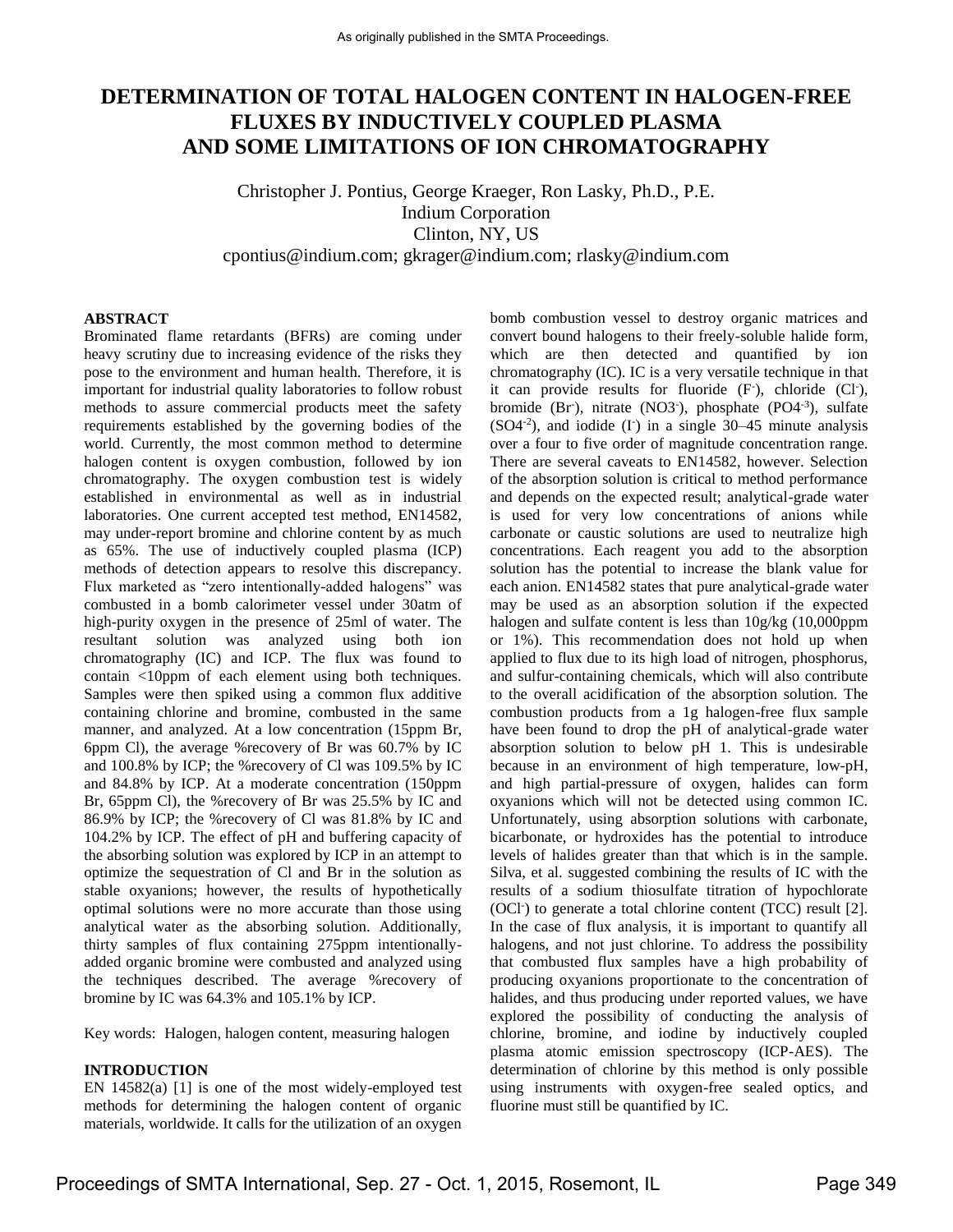# DETERMINATION OF TOTAL HALOGEN CONTENT IN HALOGEN-FREE FLUXES BY INDUCTIVELY COUPLED PLASMA AND SOME LIMITATIONS OF ION CHROMATOGRAPHY

Christopher J. Pontius, George Kraeger, Ron Lasky, Ph.D., P.E.
Indium Corporation
Clinton, NY, US
cpontius@indium.com; gkrager@indium.com; rlasky@indium.com

## ABSTRACT

Brominated flame retardants (BFRs) are coming under heavy scrutiny due to increasing evidence of the risks they pose to the environment and human health. Therefore, it is important for industrial quality laboratories to follow robust methods to assure commercial products meet the safety requirements established by the governing bodies of the world. Currently, the most common method to determine halogen content is oxygen combustion, followed by ion chromatography. The oxygen combustion test is widely established in environmental as well as in industrial laboratories. One current accepted test method, EN14582, may under-report bromine and chlorine content by as much as 65%. The use of inductively coupled plasma (ICP) methods of detection appears to resolve this discrepancy. Flux marketed as "zero intentionally-added halogens" was combusted in a bomb calorimeter vessel under 30atm of high-purity oxygen in the presence of 25ml of water. The resultant solution was analyzed using both ion chromatography (IC) and ICP. The flux was found to contain <10ppm of each element using both techniques. Samples were then spiked using a common flux additive containing chlorine and bromine, combusted in the same manner, and analyzed. At a low concentration (15ppm Br, 6ppm Cl), the average %recovery of Br was 60.7% by IC and 100.8% by ICP; the %recovery of Cl was 109.5% by IC and 84.8% by ICP. At a moderate concentration (150ppm Br, 65ppm Cl), the %recovery of Br was 25.5% by IC and 86.9% by ICP; the %recovery of Cl was 81.8% by IC and 104.2% by ICP. The effect of pH and buffering capacity of the absorbing solution was explored by ICP in an attempt to optimize the sequestration of Cl and Br in the solution as stable oxyanions; however, the results of hypothetically optimal solutions were no more accurate than those using analytical water as the absorbing solution. Additionally, thirty samples of flux containing 275ppm intentionally-added organic bromine were combusted and analyzed using the techniques described. The average %recovery of bromine by IC was 64.3% and 105.1% by ICP.

Key words: Halogen, halogen content, measuring halogen

## INTRODUCTION

EN 14582(a) [1] is one of the most widely-employed test methods for determining the halogen content of organic materials, worldwide. It calls for the utilization of an oxygen bomb combustion vessel to destroy organic matrices and convert bound halogens to their freely-soluble halide form, which are then detected and quantified by ion chromatography (IC). IC is a very versatile technique in that it can provide results for fluoride ($F^-$), chloride ($Cl^-$), bromide ($Br^-$), nitrate ($NO3^-$), phosphate ($PO4^{-3}$), sulfate ($SO4^{-2}$), and iodide ($I^-$) in a single 30–45 minute analysis over a four to five order of magnitude concentration range. There are several caveats to EN14582, however. Selection of the absorption solution is critical to method performance and depends on the expected result; analytical-grade water is used for very low concentrations of anions while carbonate or caustic solutions are used to neutralize high concentrations. Each reagent you add to the absorption solution has the potential to increase the blank value for each anion. EN14582 states that pure analytical-grade water may be used as an absorption solution if the expected halogen and sulfate content is less than 10g/kg (10,000ppm or 1%). This recommendation does not hold up when applied to flux due to its high load of nitrogen, phosphorus, and sulfur-containing chemicals, which will also contribute to the overall acidification of the absorption solution. The combustion products from a 1g halogen-free flux sample have been found to drop the pH of analytical-grade water absorption solution to below pH 1. This is undesirable because in an environment of high temperature, low-pH, and high partial-pressure of oxygen, halides can form oxyanions which will not be detected using common IC. Unfortunately, using absorption solutions with carbonate, bicarbonate, or hydroxides has the potential to introduce levels of halides greater than that which is in the sample. Silva, et al. suggested combining the results of IC with the results of a sodium thiosulfate titration of hypochlorate ($OCl^-$) to generate a total chlorine content (TCC) result [2]. In the case of flux analysis, it is important to quantify all halogens, and not just chlorine. To address the possibility that combusted flux samples have a high probability of producing oxyanions proportionate to the concentration of halides, and thus producing under reported values, we have explored the possibility of conducting the analysis of chlorine, bromine, and iodine by inductively coupled plasma atomic emission spectroscopy (ICP-AES). The determination of chlorine by this method is only possible using instruments with oxygen-free sealed optics, and fluorine must still be quantified by IC.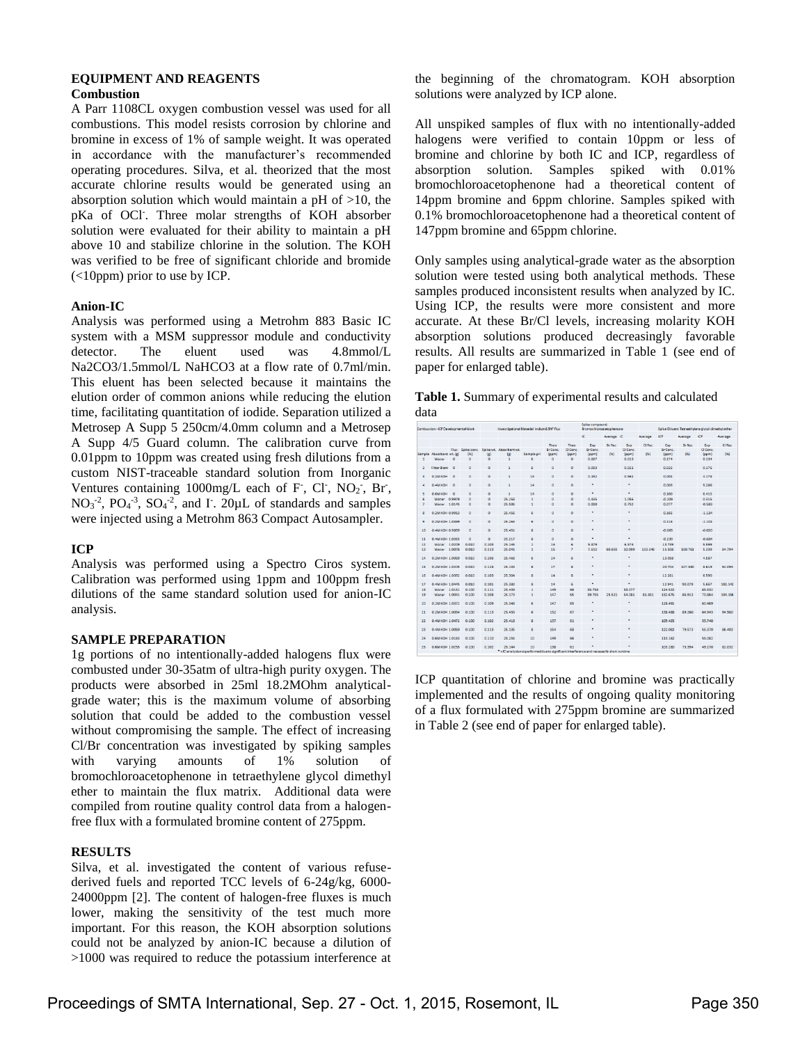## EQUIPMENT AND REAGENTS

### Combustion

A Parr 1108CL oxygen combustion vessel was used for all combustions. This model resists corrosion by chlorine and bromine in excess of 1% of sample weight. It was operated in accordance with the manufacturer's recommended operating procedures. Silva, et al. theorized that the most accurate chlorine results would be generated using an absorption solution which would maintain a pH of >10, the pKa of $OCl^-$. Three molar strengths of KOH absorber solution were evaluated for their ability to maintain a pH above 10 and stabilize chlorine in the solution. The KOH was verified to be free of significant chloride and bromide (<10ppm) prior to use by ICP.

### Anion-IC

Analysis was performed using a Metrohm 883 Basic IC system with a MSM suppressor module and conductivity detector. The eluent used was 4.8mmol/L $Na_2CO_3$/1.5mmol/L $NaHCO_3$ at a flow rate of 0.7ml/min. This eluent has been selected because it maintains the elution order of common anions while reducing the elution time, facilitating quantitation of iodide. Separation utilized a Metrosep A Supp 5 250cm/4.0mm column and a Metrosep A Supp 4/5 Guard column. The calibration curve from 0.01ppm to 10ppm was created using fresh dilutions from a custom NIST-traceable standard solution from Inorganic Ventures containing 1000mg/L each of $F^-$, $Cl^-$, $NO_2^-$, $Br^-$, $NO_3^{-2}$, $PO_4^{-3}$, $SO_4^{-2}$, and $I^-$. 20µL of standards and samples were injected using a Metrohm 863 Compact Autosampler.

### ICP

Analysis was performed using a Spectro Ciros system. Calibration was performed using 1ppm and 100ppm fresh dilutions of the same standard solution used for anion-IC analysis.

## SAMPLE PREPARATION

1g portions of no intentionally-added halogens flux were combusted under 30-35atm of ultra-high purity oxygen. The products were absorbed in 25ml 18.2MOhm analytical-grade water; this is the maximum volume of absorbing solution that could be added to the combustion vessel without compromising the sample. The effect of increasing Cl/Br concentration was investigated by spiking samples with varying amounts of 1% solution of bromochloroacetophenone in tetraethylene glycol dimethyl ether to maintain the flux matrix. Additional data were compiled from routine quality control data from a halogen-free flux with a formulated bromine content of 275ppm.

## RESULTS

Silva, et al. investigated the content of various refuse-derived fuels and reported TCC levels of 6-24g/kg, 6000-24000ppm [2]. The content of halogen-free fluxes is much lower, making the sensitivity of the test much more important. For this reason, the KOH absorption solutions could not be analyzed by anion-IC because a dilution of >1000 was required to reduce the potassium interference at the beginning of the chromatogram. KOH absorption solutions were analyzed by ICP alone.

All unspiked samples of flux with no intentionally-added halogens were verified to contain 10ppm or less of bromine and chlorine by both IC and ICP, regardless of absorption solution. Samples spiked with 0.01% bromochloroacetophenone had a theoretical content of 14ppm bromine and 6ppm chlorine. Samples spiked with 0.1% bromochloroacetophenone had a theoretical content of 147ppm bromine and 65ppm chlorine.

Only samples using analytical-grade water as the absorption solution were tested using both analytical methods. These samples produced inconsistent results when analyzed by IC. Using ICP, the results were more consistent and more accurate. At these Br/Cl levels, increasing molarity KOH absorption solutions produced decreasingly favorable results. All results are summarized in Table 1 (see end of paper for enlarged table).

**Table 1.** Summary of experimental results and calculated data

| Combustion - ICP Development Work | | | | Investigational Material: Indium 8.9HF Flux | | | | | Spike compound: Bromochloroacetophenone | | | | Spike Diluent: Tetraethylene glycol dimethyl ether | | | |
|---|---|---|---|---|---|---|---|---|---|---|---|---|---|---|---|---|
| | | | | | | | | | IC | Average | IC | Average | ICP | Average | ICP | Average |
| Sample | Absorbent | Flux wt. (g) | Spike conc. (%) | Spike wt. (g) | Absorbent wt. (g) | Sample pH | Theo Br Conc. (ppm) | Theo Cl Conc. (ppm) | Exp Br Conc. (ppm) | Br Rec (%) | Exp Cl Conc. (ppm) | Cl Rec (%) | Exp Br Conc. (ppm) | Br Rec (%) | Exp Cl Conc. (ppm) | Cl Rec (%) |
| 1 | Water | 0 | 0 | 0 | 1 | 6 | 0 | 0 | 0.007 | | 0.013 | | 0.174 | | 0.134 | |
| 2 | Filter Blank | 0 | 0 | 0 | 1 | 6 | 0 | 0 | 0.002 | | 0.021 | | 0.015 | | 0.176 | |
| 3 | 0.2M KOH | 0 | 0 | 0 | 1 | 14 | 0 | 0 | 0.162 | | 0.461 | | 0.001 | | 0.178 | |
| 4 | 0.4M KOH | 0 | 0 | 0 | 1 | 14 | 0 | 0 | * | | * | | 0.003 | | 5.286 | |
| 5 | 0.6M KOH | 0 | 0 | 0 | 1 | 14 | 0 | 0 | * | | * | | 0.300 | | 0.415 | |
| 6 | Water | 0.9979 | 0 | 0 | 25.262 | 1 | 0 | 0 | 0.635 | | 1.056 | | -0.209 | | 0.315 | |
| 7 | Water | 1.0145 | 0 | 0 | 25.508 | 1 | 0 | 0 | 0.300 | | 0.752 | | 0.077 | | -0.583 | |
| 8 | 0.2M KOH | 0.9912 | 0 | 0 | 25.456 | 6 | 0 | 0 | * | | * | | 0.365 | | -1.124 | |
| 9 | 0.2M KOH | 1.0089 | 0 | 0 | 25.264 | 6 | 0 | 0 | * | | * | | 0.113 | | -1.101 | |
| 10 | 0.4M KOH | 0.9859 | 0 | 0 | 25.451 | 8 | 0 | 0 | * | | * | | -0.065 | | -0.020 | |
| 11 | 0.4M KOH | 1.0315 | 0 | 0 | 25.217 | 8 | 0 | 0 | * | | * | | -0.239 | | -0.684 | |
| 12 | Water | 1.0029 | 0.010 | 0.108 | 25.149 | 1 | 14 | 6 | 6.879 | | 6.474 | | 13.799 | | 5.899 | |
| 13 | Water | 1.0078 | 0.010 | 0.113 | 25.041 | 1 | 15 | 7 | 7.612 | 50.655 | 10.989 | 133.248 | 15.508 | 100.761 | 5.339 | 84.794 |
| 14 | 0.2M KOH | 1.0069 | 0.010 | 0.106 | 25.468 | 6 | 14 | 6 | * | | * | | 13.058 | | 4.597 | |
| 15 | 0.2M KOH | 1.0026 | 0.010 | 0.124 | 25.169 | 6 | 17 | 8 | * | | * | | 20.704 | 107.680 | 8.619 | 92.094 |
| 16 | 0.4M KOH | 1.0092 | 0.010 | 0.103 | 25.304 | 8 | 14 | 6 | * | | * | | 12.351 | | 6.550 | |
| 17 | 0.4M KOH | 1.0445 | 0.010 | 0.101 | 25.380 | 8 | 14 | 6 | * | | * | | 12.941 | 90.079 | 5.667 | 102.142 |
| 18 | Water | 1.0151 | 0.100 | 0.111 | 25.439 | 1 | 149 | 66 | 86.758 | | 68.077 | | 124.632 | | 65.532 | |
| 19 | Water | 1.0061 | 0.100 | 0.108 | 25.373 | 1 | 147 | 65 | 89.755 | 59.521 | 56.081 | 93.811 | 132.676 | 85.913 | 70.864 | 104.356 |
| 20 | 0.2M KOH | 1.0372 | 0.100 | 0.109 | 25.348 | 6 | 147 | 65 | * | | * | | 128.491 | | 60.469 | |
| 21 | 0.2M KOH | 1.0094 | 0.100 | 0.115 | 25.455 | 6 | 152 | 67 | * | | * | | 158.488 | 89.260 | 64.945 | 94.980 |
| 22 | 0.4M KOH | 1.0472 | 0.100 | 0.102 | 25.418 | 8 | 137 | 61 | * | | * | | 105.425 | | 55.749 | |
| 23 | 0.4M KOH | 1.0060 | 0.100 | 0.113 | 25.135 | 8 | 154 | 68 | * | | * | | 122.082 | 79.573 | 55.270 | 86.402 |
| 24 | 0.6M KOH | 1.0163 | 0.100 | 0.110 | 25.255 | 10 | 149 | 66 | * | | * | | 111.162 | | 55.082 | |
| 25 | 0.6M KOH | 1.0255 | 0.100 | 0.102 | 25.144 | 10 | 138 | 61 | * | | * | | 103.280 | 75.394 | 49.170 | 82.032 |

* = IC analysis not performed due to significant interference and necessarily short runtime

ICP quantitation of chlorine and bromine was practically implemented and the results of ongoing quality monitoring of a flux formulated with 275ppm bromine are summarized in Table 2 (see end of paper for enlarged table).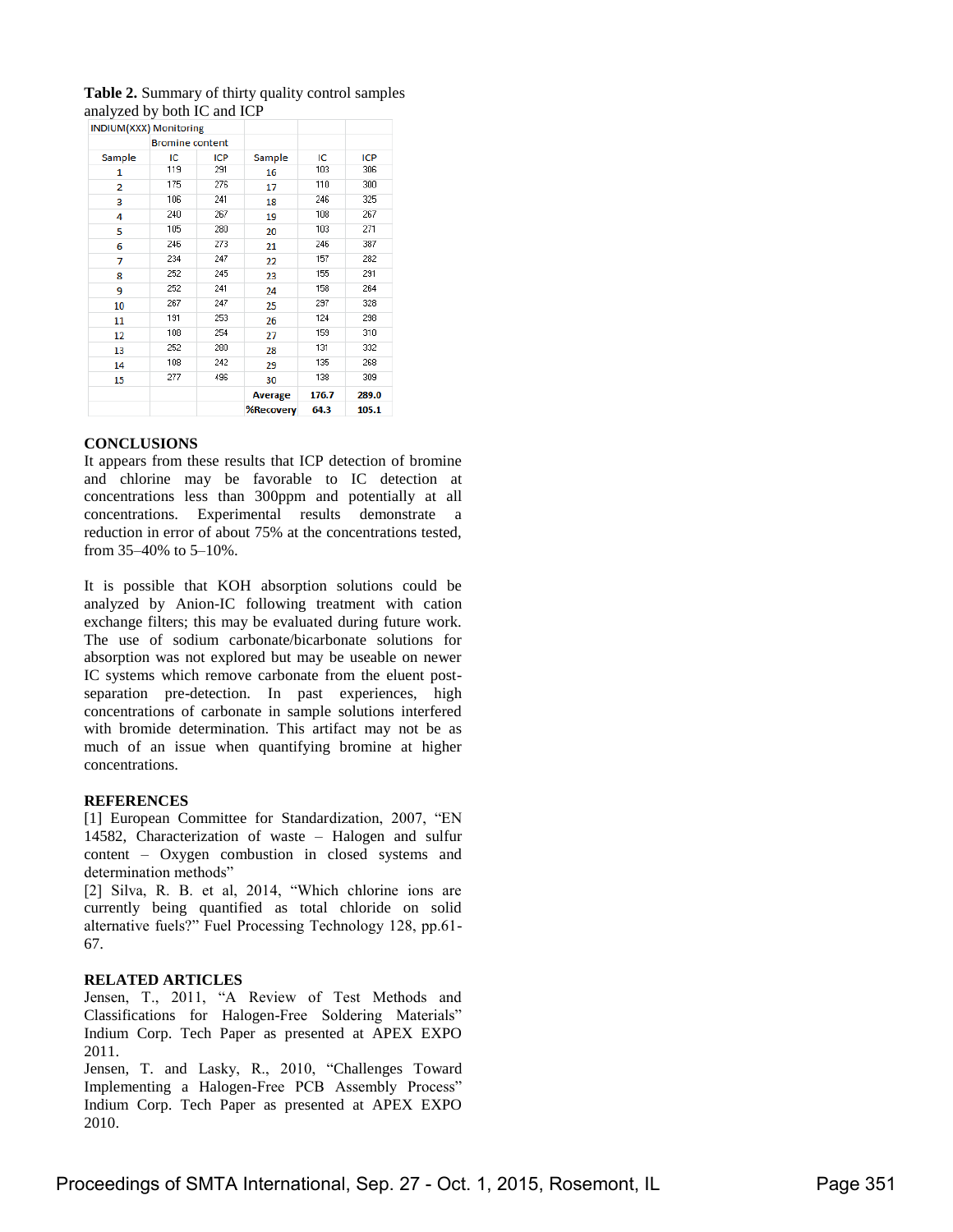**Table 2.** Summary of thirty quality control samples analyzed by both IC and ICP

| INDIUM(XXX) Monitoring | | | | | |
|---|---|---|---|---|---|
| | Bromine content | | | | |
| Sample | IC | ICP | Sample | IC | ICP |
| 1 | 119 | 291 | 16 | 103 | 306 |
| 2 | 175 | 276 | 17 | 110 | 300 |
| 3 | 106 | 241 | 18 | 246 | 325 |
| 4 | 240 | 267 | 19 | 108 | 267 |
| 5 | 105 | 280 | 20 | 103 | 271 |
| 6 | 246 | 273 | 21 | 246 | 387 |
| 7 | 234 | 247 | 22 | 157 | 282 |
| 8 | 252 | 245 | 23 | 155 | 291 |
| 9 | 252 | 241 | 24 | 158 | 264 |
| 10 | 267 | 247 | 25 | 297 | 328 |
| 11 | 191 | 253 | 26 | 124 | 298 |
| 12 | 108 | 254 | 27 | 159 | 310 |
| 13 | 252 | 280 | 28 | 131 | 332 |
| 14 | 108 | 242 | 29 | 135 | 268 |
| 15 | 277 | 496 | 30 | 138 | 309 |
| | | | **Average** | **176.7** | **289.0** |
| | | | **%Recovery** | **64.3** | **105.1** |

## CONCLUSIONS

It appears from these results that ICP detection of bromine and chlorine may be favorable to IC detection at concentrations less than 300ppm and potentially at all concentrations. Experimental results demonstrate a reduction in error of about 75% at the concentrations tested, from 35–40% to 5–10%.

It is possible that KOH absorption solutions could be analyzed by Anion-IC following treatment with cation exchange filters; this may be evaluated during future work. The use of sodium carbonate/bicarbonate solutions for absorption was not explored but may be useable on newer IC systems which remove carbonate from the eluent post-separation pre-detection. In past experiences, high concentrations of carbonate in sample solutions interfered with bromide determination. This artifact may not be as much of an issue when quantifying bromine at higher concentrations.

## REFERENCES

[1] European Committee for Standardization, 2007, "EN 14582, Characterization of waste – Halogen and sulfur content – Oxygen combustion in closed systems and determination methods"

[2] Silva, R. B. et al, 2014, "Which chlorine ions are currently being quantified as total chloride on solid alternative fuels?" Fuel Processing Technology 128, pp.61-67.

## RELATED ARTICLES

Jensen, T., 2011, "A Review of Test Methods and Classifications for Halogen-Free Soldering Materials" Indium Corp. Tech Paper as presented at APEX EXPO 2011.

Jensen, T. and Lasky, R., 2010, "Challenges Toward Implementing a Halogen-Free PCB Assembly Process" Indium Corp. Tech Paper as presented at APEX EXPO 2010.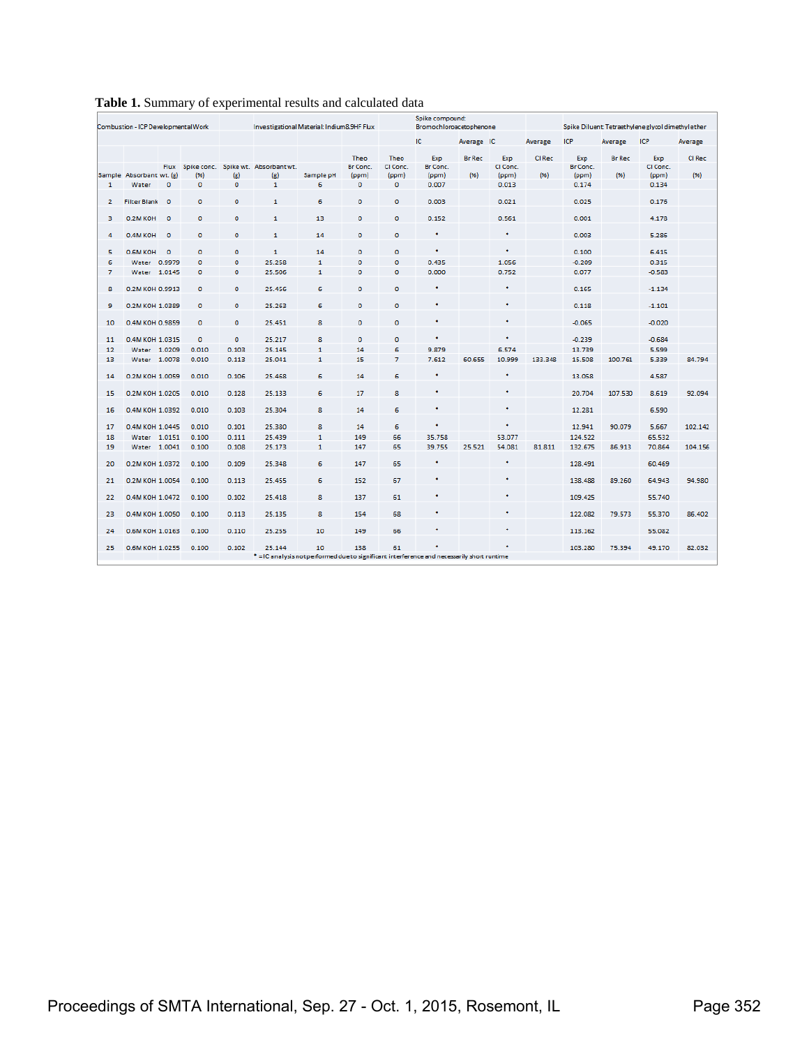**Table 1.** Summary of experimental results and calculated data

| Combustion - ICP Developmental Work | | | | | Investigational Material: Indium 8.9HF Flux | | | | Spike compound: Bromochloroacetophenone | | | | | Spike Diluent: Tetraethyleneglycol dimethylether | | | |
|---|---|---|---|---|---|---|---|---|---|---|---|---|---|---|---|---|---|
| | | | | | | | | | IC | Average | IC | Average | ICP | Average | ICP | Average | |
| Sample | Absorbant | Flux wt. (g) | Spike conc. (%) | Spike wt. (g) | Absorbant wt. (g) | Sample pH | Theo Br Conc. (ppm) | Theo Cl Conc. (ppm) | Exp Br Conc. (ppm) | Br Rec (%) | Exp Cl Conc. (ppm) | Cl Rec (%) | Exp Br Conc. (ppm) | Br Rec (%) | Exp Cl Conc. (ppm) | Cl Rec (%) | |
| 1 | Water | 0 | 0 | 0 | 1 | 6 | 0 | 0 | 0.007 | | 0.013 | | 0.174 | | 0.134 | | |
| 2 | Filter Blank | 0 | 0 | 0 | 1 | 6 | 0 | 0 | 0.003 | | 0.021 | | 0.025 | | 0.176 | | |
| 3 | 0.2M KOH | 0 | 0 | 0 | 1 | 13 | 0 | 0 | 0.152 | | 0.561 | | 0.001 | | 4.178 | | |
| 4 | 0.4M KOH | 0 | 0 | 0 | 1 | 14 | 0 | 0 | * | | * | | 0.003 | | 5.286 | | |
| 5 | 0.6M KOH | 0 | 0 | 0 | 1 | 14 | 0 | 0 | * | | * | | 0.100 | | 6.415 | | |
| 6 | Water | 0.9979 | 0 | 0 | 25.258 | 1 | 0 | 0 | 0.435 | | 1.056 | | -0.209 | | 0.315 | | |
| 7 | Water | 1.0145 | 0 | 0 | 25.506 | 1 | 0 | 0 | 0.000 | | 0.752 | | 0.077 | | -0.583 | | |
| 8 | 0.2M KOH | 0.9913 | 0 | 0 | 25.456 | 6 | 0 | 0 | * | | * | | 0.165 | | -1.134 | | |
| 9 | 0.2M KOH | 1.0389 | 0 | 0 | 25.263 | 6 | 0 | 0 | * | | * | | 0.118 | | -1.101 | | |
| 10 | 0.4M KOH | 0.9859 | 0 | 0 | 25.451 | 8 | 0 | 0 | * | | * | | -0.065 | | -0.020 | | |
| 11 | 0.4M KOH | 1.0315 | 0 | 0 | 25.217 | 8 | 0 | 0 | * | | * | | -0.239 | | -0.684 | | |
| 12 | Water | 1.0209 | 0.010 | 0.103 | 25.145 | 1 | 14 | 6 | 9.879 | | 6.574 | | 13.739 | | 5.599 | | |
| 13 | Water | 1.0078 | 0.010 | 0.113 | 25.041 | 1 | 15 | 7 | 7.612 | 60.655 | 10.999 | 133.348 | 15.508 | 100.761 | 5.339 | 84.794 | |
| 14 | 0.2M KOH | 1.0059 | 0.010 | 0.106 | 25.468 | 6 | 14 | 6 | * | | * | | 13.058 | | 4.587 | | |
| 15 | 0.2M KOH | 1.0205 | 0.010 | 0.128 | 25.133 | 6 | 17 | 8 | * | | * | | 20.704 | 107.530 | 8.619 | 92.094 | |
| 16 | 0.4M KOH | 1.0392 | 0.010 | 0.103 | 25.304 | 8 | 14 | 6 | * | | * | | 12.281 | | 6.590 | | |
| 17 | 0.4M KOH | 1.0445 | 0.010 | 0.101 | 25.380 | 8 | 14 | 6 | * | | * | | 12.941 | 90.079 | 5.667 | 102.142 | |
| 18 | Water | 1.0151 | 0.100 | 0.111 | 25.439 | 1 | 149 | 66 | 35.758 | | 53.077 | | 124.522 | | 65.532 | | |
| 19 | Water | 1.0041 | 0.100 | 0.108 | 25.173 | 1 | 147 | 65 | 39.755 | 25.521 | 54.081 | 81.811 | 132.675 | 86.913 | 70.864 | 104.156 | |
| 20 | 0.2M KOH | 1.0372 | 0.100 | 0.109 | 25.348 | 6 | 147 | 65 | * | | * | | 128.491 | | 60.469 | | |
| 21 | 0.2M KOH | 1.0054 | 0.100 | 0.113 | 25.455 | 6 | 152 | 67 | * | | * | | 138.488 | 89.260 | 64.943 | 94.980 | |
| 22 | 0.4M KOH | 1.0472 | 0.100 | 0.102 | 25.418 | 8 | 137 | 61 | * | | * | | 109.425 | | 55.740 | | |
| 23 | 0.4M KOH | 1.0050 | 0.100 | 0.113 | 25.135 | 8 | 154 | 68 | * | | * | | 122.082 | 79.573 | 55.370 | 86.402 | |
| 24 | 0.6M KOH | 1.0163 | 0.100 | 0.110 | 25.255 | 10 | 149 | 66 | * | | * | | 113.162 | | 55.082 | | |
| 25 | 0.6M KOH | 1.0255 | 0.100 | 0.102 | 25.144 | 10 | 138 | 61 | * | | * | | 103.280 | 75.394 | 49.170 | 82.032 | |

* = IC analysis not performed due to significant interference and necessarily short runtime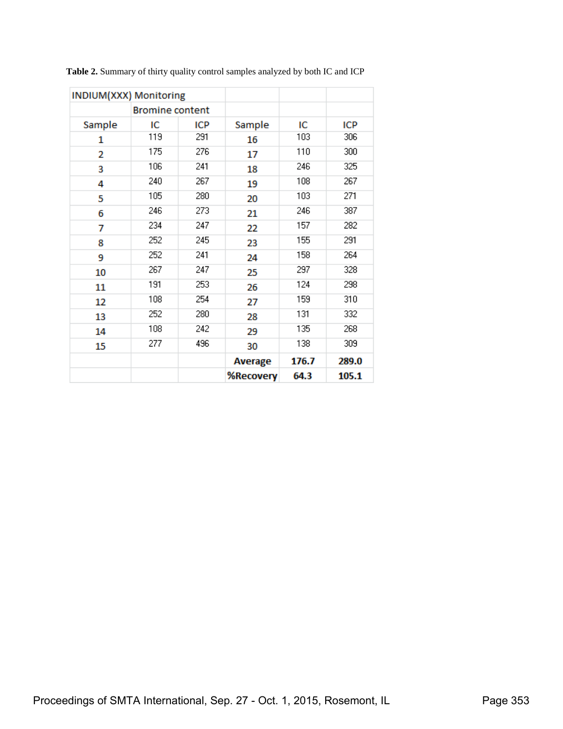**Table 2.** Summary of thirty quality control samples analyzed by both IC and ICP

| INDIUM(XXX) Monitoring | | | | | |
|---|---|---|---|---|---|
| | Bromine content | | | | |
| Sample | IC | ICP | Sample | IC | ICP |
| 1 | 119 | 291 | 16 | 103 | 306 |
| 2 | 175 | 276 | 17 | 110 | 300 |
| 3 | 106 | 241 | 18 | 246 | 325 |
| 4 | 240 | 267 | 19 | 108 | 267 |
| 5 | 105 | 280 | 20 | 103 | 271 |
| 6 | 246 | 273 | 21 | 246 | 387 |
| 7 | 234 | 247 | 22 | 157 | 282 |
| 8 | 252 | 245 | 23 | 155 | 291 |
| 9 | 252 | 241 | 24 | 158 | 264 |
| 10 | 267 | 247 | 25 | 297 | 328 |
| 11 | 191 | 253 | 26 | 124 | 298 |
| 12 | 108 | 254 | 27 | 159 | 310 |
| 13 | 252 | 280 | 28 | 131 | 332 |
| 14 | 108 | 242 | 29 | 135 | 268 |
| 15 | 277 | 496 | 30 | 138 | 309 |
| | | | **Average** | **176.7** | **289.0** |
| | | | **%Recovery** | **64.3** | **105.1** |